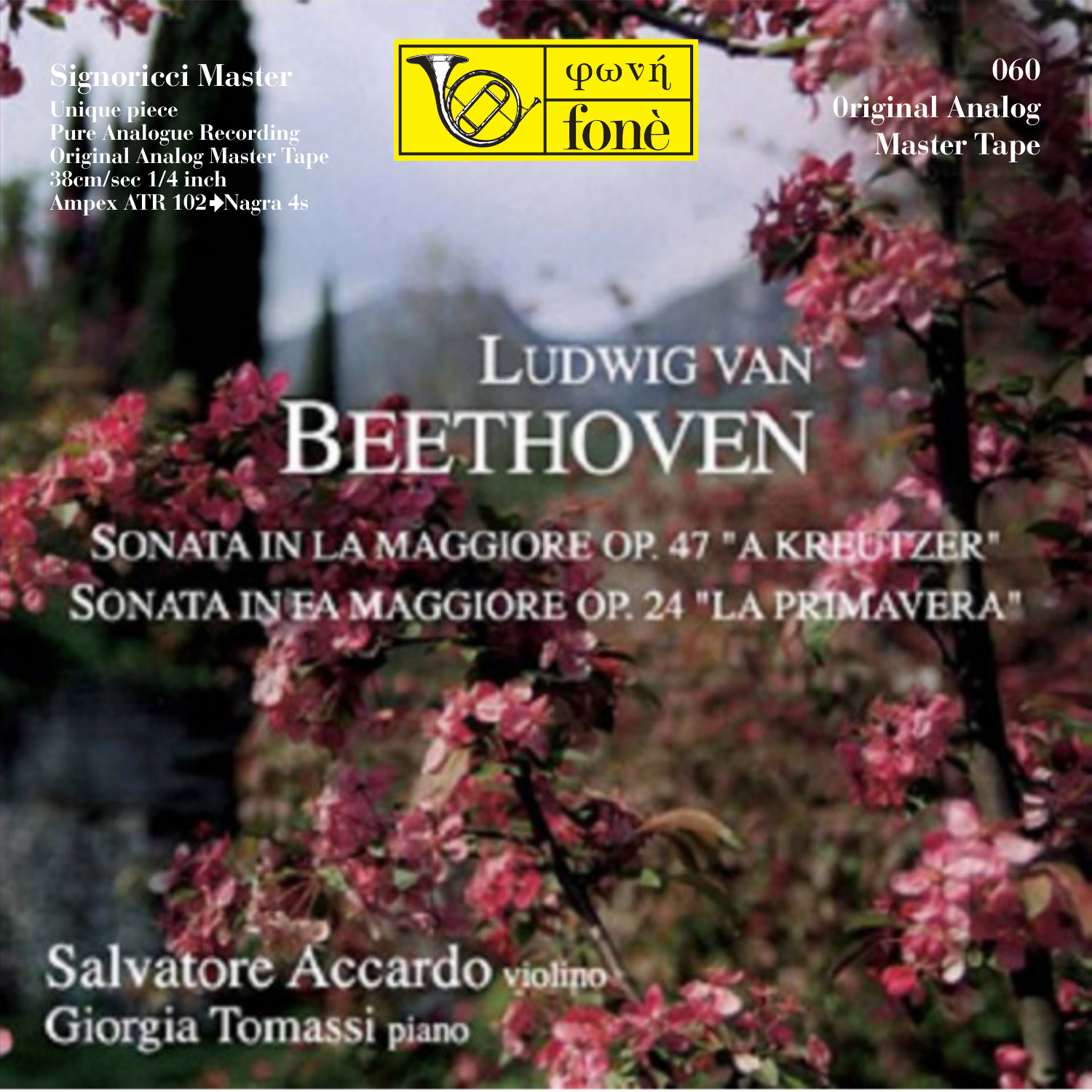**Signoricci Master**

Unique piece
Pure Analogue Recording
Original Analog Master Tape
38cm/sec 1/4 inch
Ampex ATR 102→Nagra 4s

φωνή
fonè

060
Original Analog
Master Tape

# LUDWIG VAN BEETHOVEN

SONATA IN LA MAGGIORE OP. 47 "A KREUTZER"
SONATA IN FA MAGGIORE OP. 24 "LA PRIMAVERA"

Salvatore Accardo violino
Giorgia Tomassi piano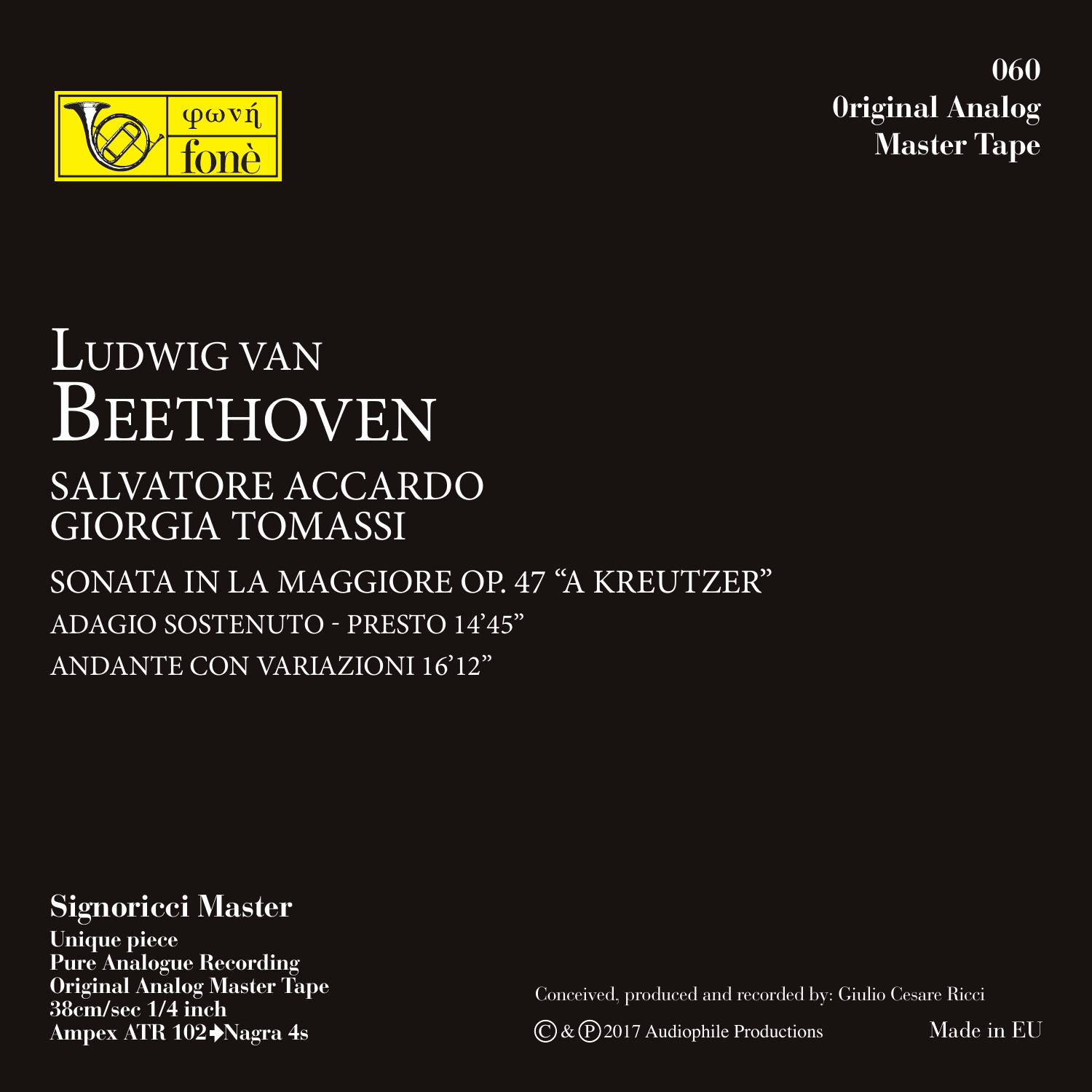φωνή
fonè

**060**
**0riginal Analog**
**Master Tape**

# Ludwig van
# Beethoven

## SALVATORE ACCARDO
## GIORGIA TOMASSI

SONATA IN LA MAGGIORE OP. 47 “A KREUTZER”

ADAGIO SOSTENUTO - PRESTO 14’45”

ANDANTE CON VARIAZIONI 16’12”

**Signoricci Master**

**Unique piece**
**Pure Analogue Recording**
**Original Analog Master Tape**
**38cm/sec 1/4 inch**
**Ampex ATR 102➔Nagra 4s**

Conceived, produced and recorded by: Giulio Cesare Ricci

© & ℗ 2017 Audiophile Productions

Made in EU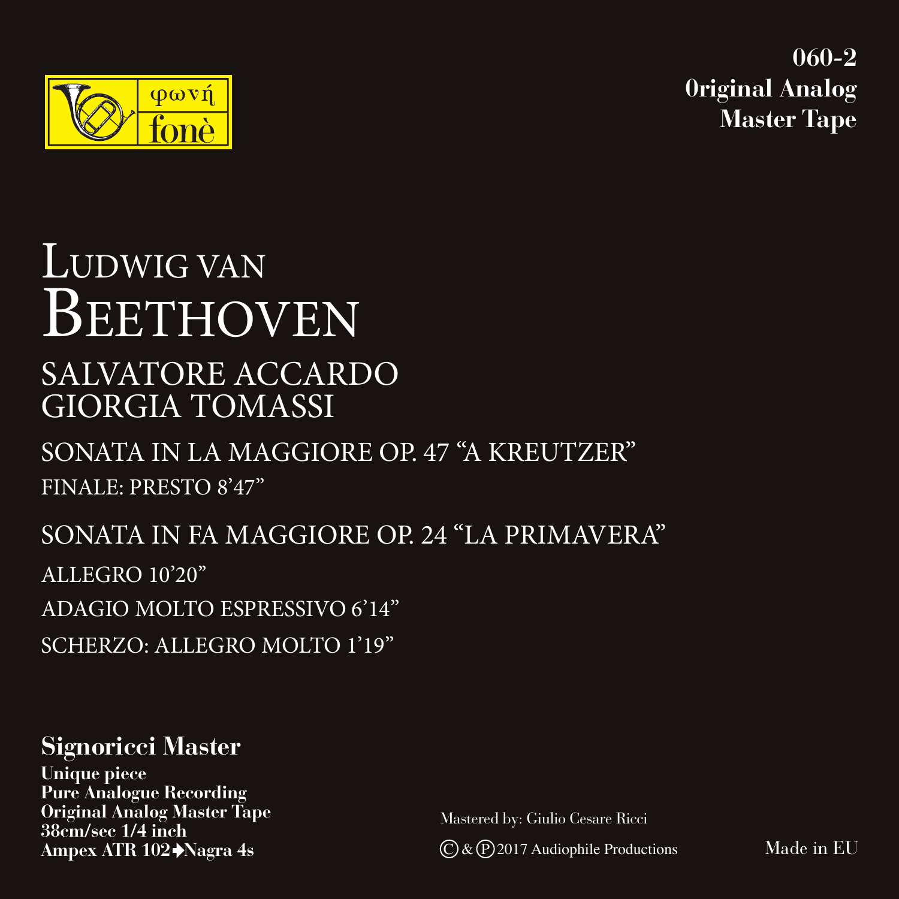φωνή
fonè

**060-2**
**0riginal Analog**
**Master Tape**

# Ludwig van Beethoven

## SALVATORE ACCARDO
## GIORGIA TOMASSI

### SONATA IN LA MAGGIORE OP. 47 "A KREUTZER"

FINALE: PRESTO 8'47"

### SONATA IN FA MAGGIORE OP. 24 "LA PRIMAVERA"

ALLEGRO 10'20"

ADAGIO MOLTO ESPRESSIVO 6'14"

SCHERZO: ALLEGRO MOLTO 1'19"

**Signoricci Master**

**Unique piece**
**Pure Analogue Recording**
**Original Analog Master Tape**
**38cm/sec 1/4 inch**
**Ampex ATR 102➔Nagra 4s**

Mastered by: Giulio Cesare Ricci

Ⓒ & Ⓟ 2017 Audiophile Productions

Made in EU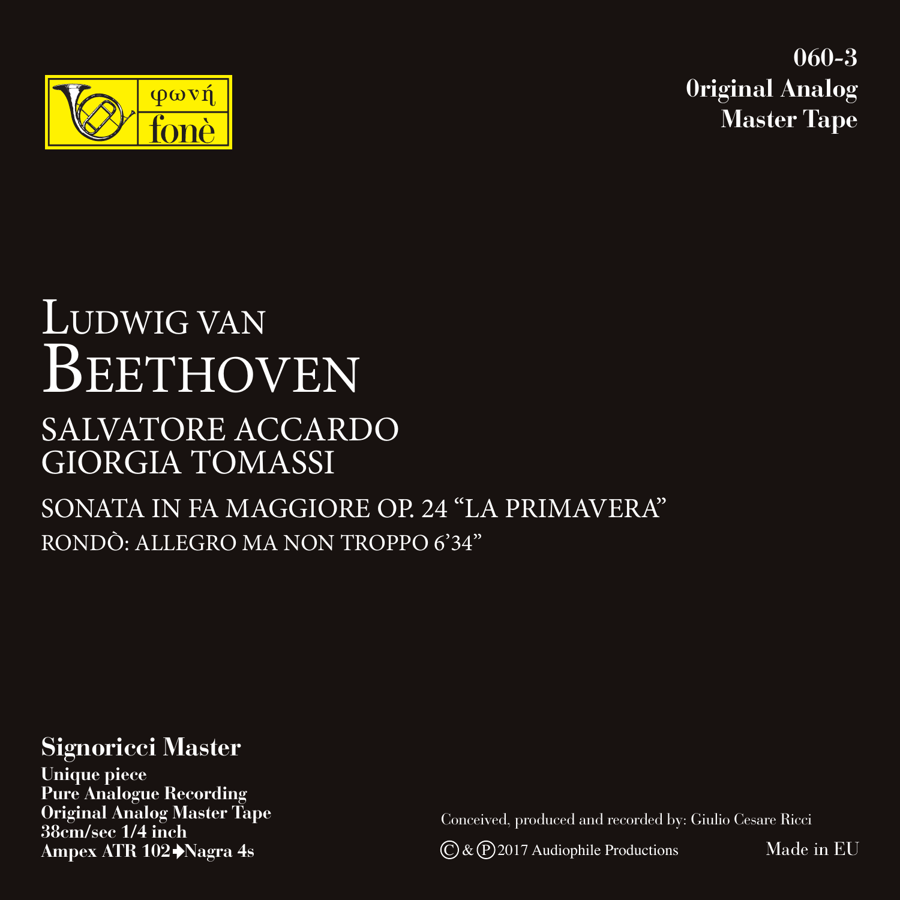φωνή

fonè

**060-3**
**0riginal Analog**
**Master Tape**

# Ludwig van Beethoven

## SALVATORE ACCARDO
## GIORGIA TOMASSI

SONATA IN FA MAGGIORE OP. 24 "LA PRIMAVERA"

RONDÒ: ALLEGRO MA NON TROPPO 6'34"

**Signoricci Master**

**Unique piece**
**Pure Analogue Recording**
**Original Analog Master Tape**
**38cm/sec 1/4 inch**
**Ampex ATR 102➔Nagra 4s**

Conceived, produced and recorded by: Giulio Cesare Ricci

Ⓒ & Ⓟ 2017 Audiophile Productions

Made in EU